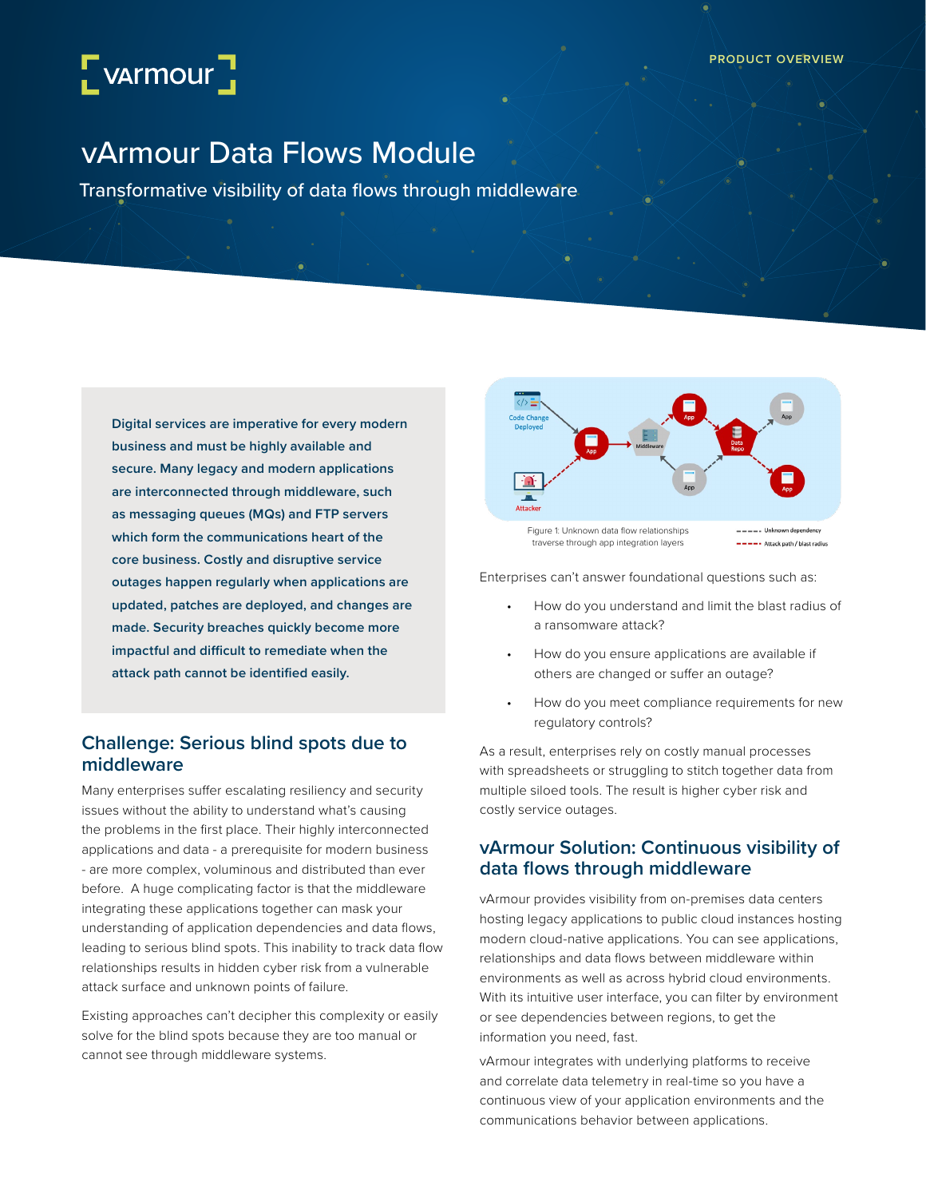PRODUCT OVERVIEW

# vArmour Data Flows Module

Transformative visibility of data flows through middleware

**Digital services are imperative for every modern business and must be highly available and secure. Many legacy and modern applications are interconnected through middleware, such as messaging queues (MQs) and FTP servers which form the communications heart of the core business. Costly and disruptive service outages happen regularly when applications are updated, patches are deployed, and changes are made. Security breaches quickly become more impactful and difficult to remediate when the attack path cannot be identified easily.**

## Challenge: Serious blind spots due to middleware

Many enterprises suffer escalating resiliency and security issues without the ability to understand what's causing the problems in the first place. Their highly interconnected applications and data - a prerequisite for modern business - are more complex, voluminous and distributed than ever before. A huge complicating factor is that the middleware integrating these applications together can mask your understanding of application dependencies and data flows, leading to serious blind spots. This inability to track data flow relationships results in hidden cyber risk from a vulnerable attack surface and unknown points of failure.

Existing approaches can't decipher this complexity or easily solve for the blind spots because they are too manual or cannot see through middleware systems.

Figure 1: Unknown data flow relationships traverse through app integration layers

Enterprises can't answer foundational questions such as:

- How do you understand and limit the blast radius of a ransomware attack?
- How do you ensure applications are available if others are changed or suffer an outage?
- How do you meet compliance requirements for new regulatory controls?

As a result, enterprises rely on costly manual processes with spreadsheets or struggling to stitch together data from multiple siloed tools. The result is higher cyber risk and costly service outages.

## vArmour Solution: Continuous visibility of data flows through middleware

vArmour provides visibility from on-premises data centers hosting legacy applications to public cloud instances hosting modern cloud-native applications. You can see applications, relationships and data flows between middleware within environments as well as across hybrid cloud environments. With its intuitive user interface, you can filter by environment or see dependencies between regions, to get the information you need, fast.

vArmour integrates with underlying platforms to receive and correlate data telemetry in real-time so you have a continuous view of your application environments and the communications behavior between applications.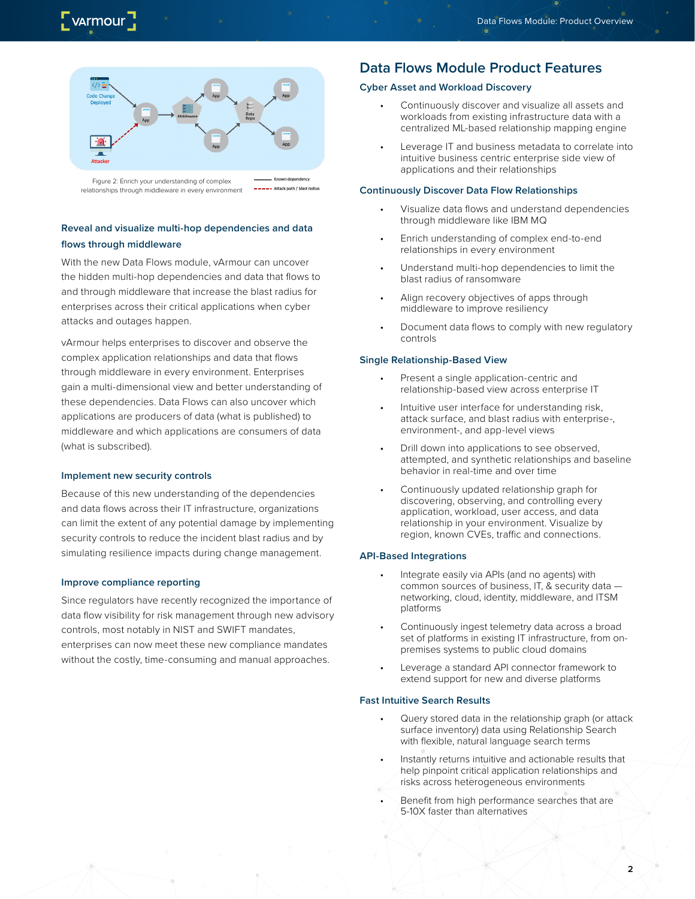Figure 2: Enrich your understanding of complex relationships through middleware in every environment

### Reveal and visualize multi-hop dependencies and data flows through middleware

With the new Data Flows module, vArmour can uncover the hidden multi-hop dependencies and data that flows to and through middleware that increase the blast radius for enterprises across their critical applications when cyber attacks and outages happen.

vArmour helps enterprises to discover and observe the complex application relationships and data that flows through middleware in every environment. Enterprises gain a multi-dimensional view and better understanding of these dependencies. Data Flows can also uncover which applications are producers of data (what is published) to middleware and which applications are consumers of data (what is subscribed).

### Implement new security controls

Because of this new understanding of the dependencies and data flows across their IT infrastructure, organizations can limit the extent of any potential damage by implementing security controls to reduce the incident blast radius and by simulating resilience impacts during change management.

### Improve compliance reporting

Since regulators have recently recognized the importance of data flow visibility for risk management through new advisory controls, most notably in NIST and SWIFT mandates, enterprises can now meet these new compliance mandates without the costly, time-consuming and manual approaches.

## Data Flows Module Product Features

### Cyber Asset and Workload Discovery

- Continuously discover and visualize all assets and workloads from existing infrastructure data with a centralized ML-based relationship mapping engine
- Leverage IT and business metadata to correlate into intuitive business centric enterprise side view of applications and their relationships

### Continuously Discover Data Flow Relationships

- Visualize data flows and understand dependencies through middleware like IBM MQ
- Enrich understanding of complex end-to-end relationships in every environment
- Understand multi-hop dependencies to limit the blast radius of ransomware
- Align recovery objectives of apps through middleware to improve resiliency
- Document data flows to comply with new regulatory controls

### Single Relationship-Based View

- Present a single application-centric and relationship-based view across enterprise IT
- Intuitive user interface for understanding risk, attack surface, and blast radius with enterprise-, environment-, and app-level views
- Drill down into applications to see observed, attempted, and synthetic relationships and baseline behavior in real-time and over time
- Continuously updated relationship graph for discovering, observing, and controlling every application, workload, user access, and data relationship in your environment. Visualize by region, known CVEs, traffic and connections.

### API-Based Integrations

- Integrate easily via APIs (and no agents) with common sources of business, IT, & security data — networking, cloud, identity, middleware, and ITSM platforms
- Continuously ingest telemetry data across a broad set of platforms in existing IT infrastructure, from on-premises systems to public cloud domains
- Leverage a standard API connector framework to extend support for new and diverse platforms

### Fast Intuitive Search Results

- Query stored data in the relationship graph (or attack surface inventory) data using Relationship Search with flexible, natural language search terms
- Instantly returns intuitive and actionable results that help pinpoint critical application relationships and risks across heterogeneous environments
- Benefit from high performance searches that are 5-10X faster than alternatives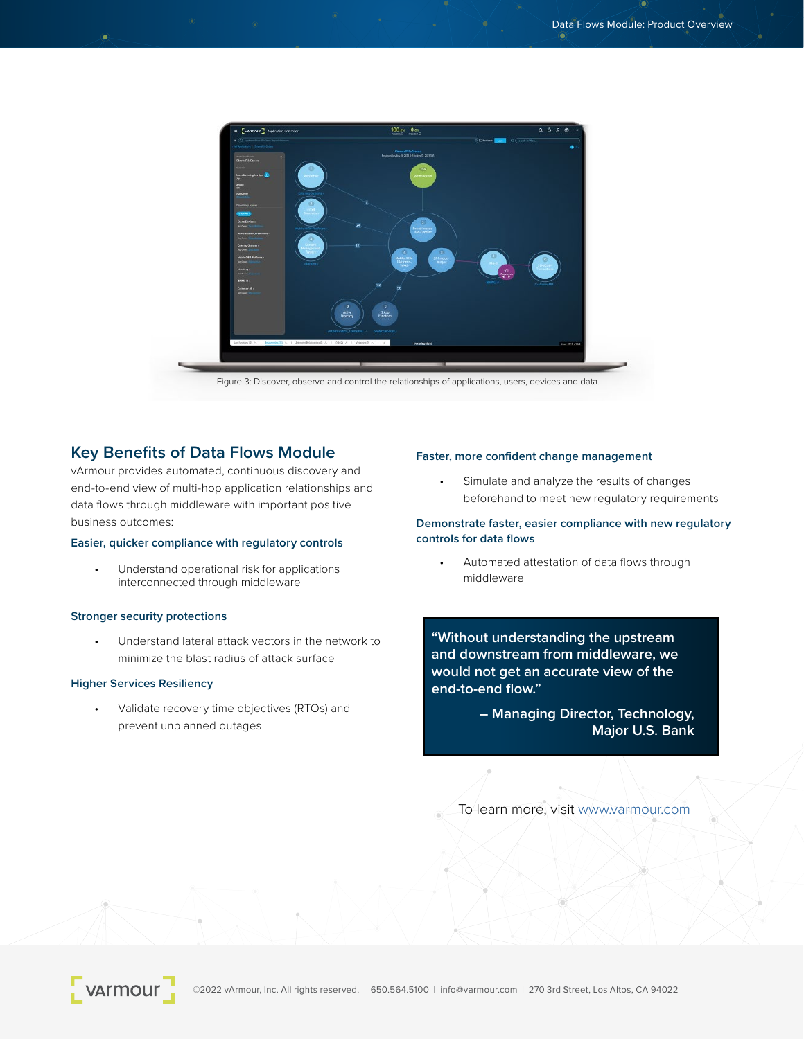Figure 3: Discover, observe and control the relationships of applications, users, devices and data.

## Key Benefits of Data Flows Module

vArmour provides automated, continuous discovery and end-to-end view of multi-hop application relationships and data flows through middleware with important positive business outcomes:

### Easier, quicker compliance with regulatory controls

- Understand operational risk for applications interconnected through middleware

### Stronger security protections

- Understand lateral attack vectors in the network to minimize the blast radius of attack surface

### Higher Services Resiliency

- Validate recovery time objectives (RTOs) and prevent unplanned outages

### Faster, more confident change management

- Simulate and analyze the results of changes beforehand to meet new regulatory requirements

### Demonstrate faster, easier compliance with new regulatory controls for data flows

- Automated attestation of data flows through middleware

> **"Without understanding the upstream and downstream from middleware, we would not get an accurate view of the end-to-end flow."**
>
> **– Managing Director, Technology, Major U.S. Bank**

To learn more, visit www.varmour.com

vArmour

©2022 vArmour, Inc. All rights reserved. | 650.564.5100 | info@varmour.com | 270 3rd Street, Los Altos, CA 94022